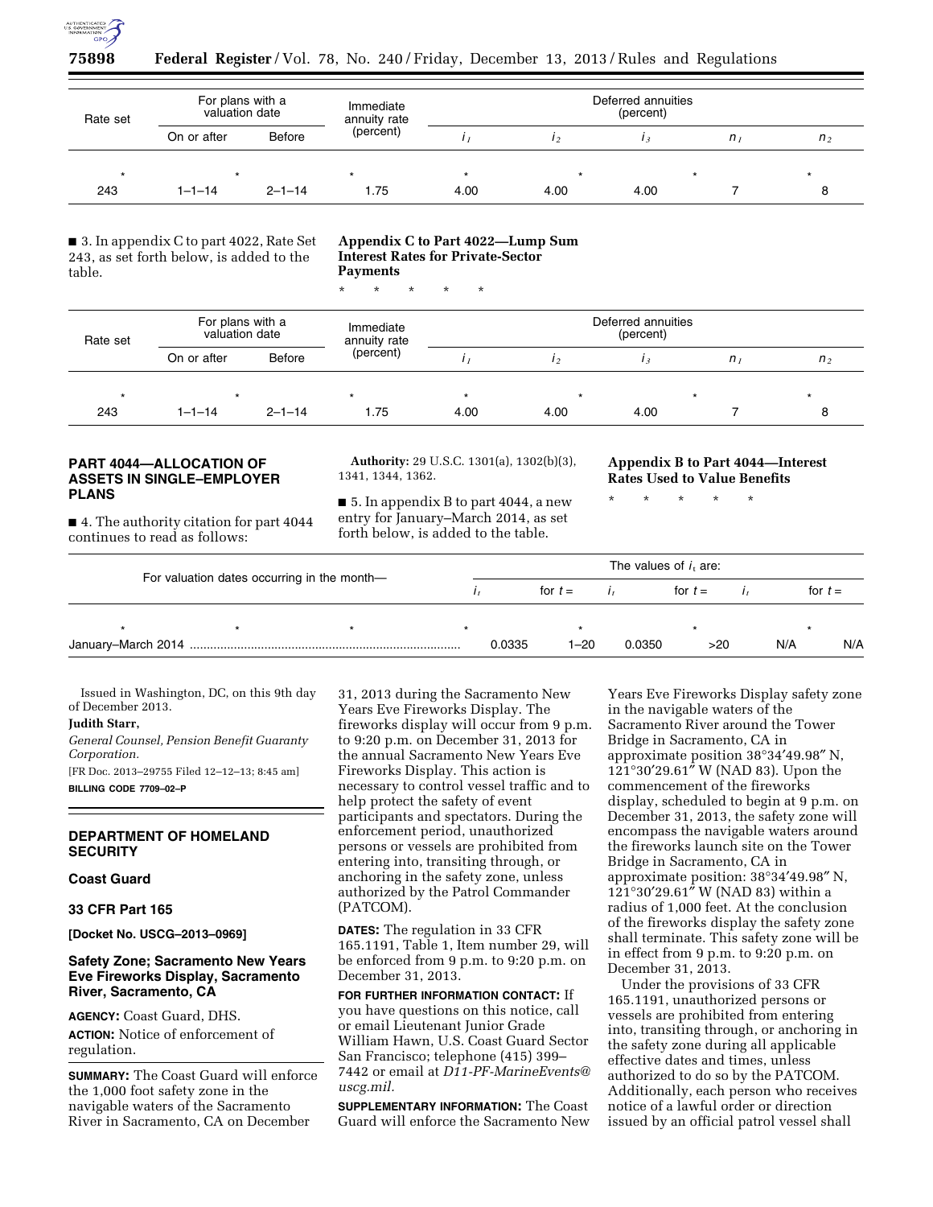| Rate set | For plans with a valuation date | | Immediate annuity rate (percent) | Deferred annuities (percent) | | | | |
|---|---|---|---|---|---|---|---|---|
| | On or after | Before | | $i_1$ | $i_2$ | $i_3$ | $n_1$ | $n_2$ |
| * | * | | * | * | * | * | * | * |
| 243 | 1–1–14 | 2–1–14 | 1.75 | 4.00 | 4.00 | 4.00 | 7 | 8 |

■ 3. In appendix C to part 4022, Rate Set 243, as set forth below, is added to the table.

**Appendix C to Part 4022—Lump Sum Interest Rates for Private-Sector Payments**

* * * * *

| Rate set | For plans with a valuation date | | Immediate annuity rate (percent) | Deferred annuities (percent) | | | | |
|---|---|---|---|---|---|---|---|---|
| | On or after | Before | | $i_1$ | $i_2$ | $i_3$ | $n_1$ | $n_2$ |
| * | * | | * | * | * | * | * | * |
| 243 | 1–1–14 | 2–1–14 | 1.75 | 4.00 | 4.00 | 4.00 | 7 | 8 |

## PART 4044—ALLOCATION OF ASSETS IN SINGLE–EMPLOYER PLANS

■ 4. The authority citation for part 4044 continues to read as follows:

**Authority:** 29 U.S.C. 1301(a), 1302(b)(3), 1341, 1344, 1362.

■ 5. In appendix B to part 4044, a new entry for January–March 2014, as set forth below, is added to the table.

**Appendix B to Part 4044—Interest Rates Used to Value Benefits**

* * * * *

| For valuation dates occurring in the month— | The values of $i_t$ are: | | | | | |
|---|---|---|---|---|---|---|
| | $i_t$ | for $t =$ | $i_t$ | for $t =$ | $i_t$ | for $t =$ |
| * * * | * | * | * | * | * | * |
| January–March 2014 | 0.0335 | 1–20 | 0.0350 | >20 | N/A | N/A |

Issued in Washington, DC, on this 9th day of December 2013.

**Judith Starr,**

*General Counsel, Pension Benefit Guaranty Corporation.*

[FR Doc. 2013–29755 Filed 12–12–13; 8:45 am]

**BILLING CODE 7709–02–P**

## DEPARTMENT OF HOMELAND SECURITY

### Coast Guard

### 33 CFR Part 165

**[Docket No. USCG–2013–0969]**

### Safety Zone; Sacramento New Years Eve Fireworks Display, Sacramento River, Sacramento, CA

**AGENCY:** Coast Guard, DHS.

**ACTION:** Notice of enforcement of regulation.

**SUMMARY:** The Coast Guard will enforce the 1,000 foot safety zone in the navigable waters of the Sacramento River in Sacramento, CA on December 31, 2013 during the Sacramento New Years Eve Fireworks Display. The fireworks display will occur from 9 p.m. to 9:20 p.m. on December 31, 2013 for the annual Sacramento New Years Eve Fireworks Display. This action is necessary to control vessel traffic and to help protect the safety of event participants and spectators. During the enforcement period, unauthorized persons or vessels are prohibited from entering into, transiting through, or anchoring in the safety zone, unless authorized by the Patrol Commander (PATCOM).

**DATES:** The regulation in 33 CFR 165.1191, Table 1, Item number 29, will be enforced from 9 p.m. to 9:20 p.m. on December 31, 2013.

**FOR FURTHER INFORMATION CONTACT:** If you have questions on this notice, call or email Lieutenant Junior Grade William Hawn, U.S. Coast Guard Sector San Francisco; telephone (415) 399–7442 or email at *D11-PF-MarineEvents@uscg.mil.*

**SUPPLEMENTARY INFORMATION:** The Coast Guard will enforce the Sacramento New Years Eve Fireworks Display safety zone in the navigable waters of the Sacramento River around the Tower Bridge in Sacramento, CA in approximate position 38°34′49.98″ N, 121°30′29.61″ W (NAD 83). Upon the commencement of the fireworks display, scheduled to begin at 9 p.m. on December 31, 2013, the safety zone will encompass the navigable waters around the fireworks launch site on the Tower Bridge in Sacramento, CA in approximate position: 38°34′49.98″ N, 121°30′29.61″ W (NAD 83) within a radius of 1,000 feet. At the conclusion of the fireworks display the safety zone shall terminate. This safety zone will be in effect from 9 p.m. to 9:20 p.m. on December 31, 2013.

Under the provisions of 33 CFR 165.1191, unauthorized persons or vessels are prohibited from entering into, transiting through, or anchoring in the safety zone during all applicable effective dates and times, unless authorized to do so by the PATCOM. Additionally, each person who receives notice of a lawful order or direction issued by an official patrol vessel shall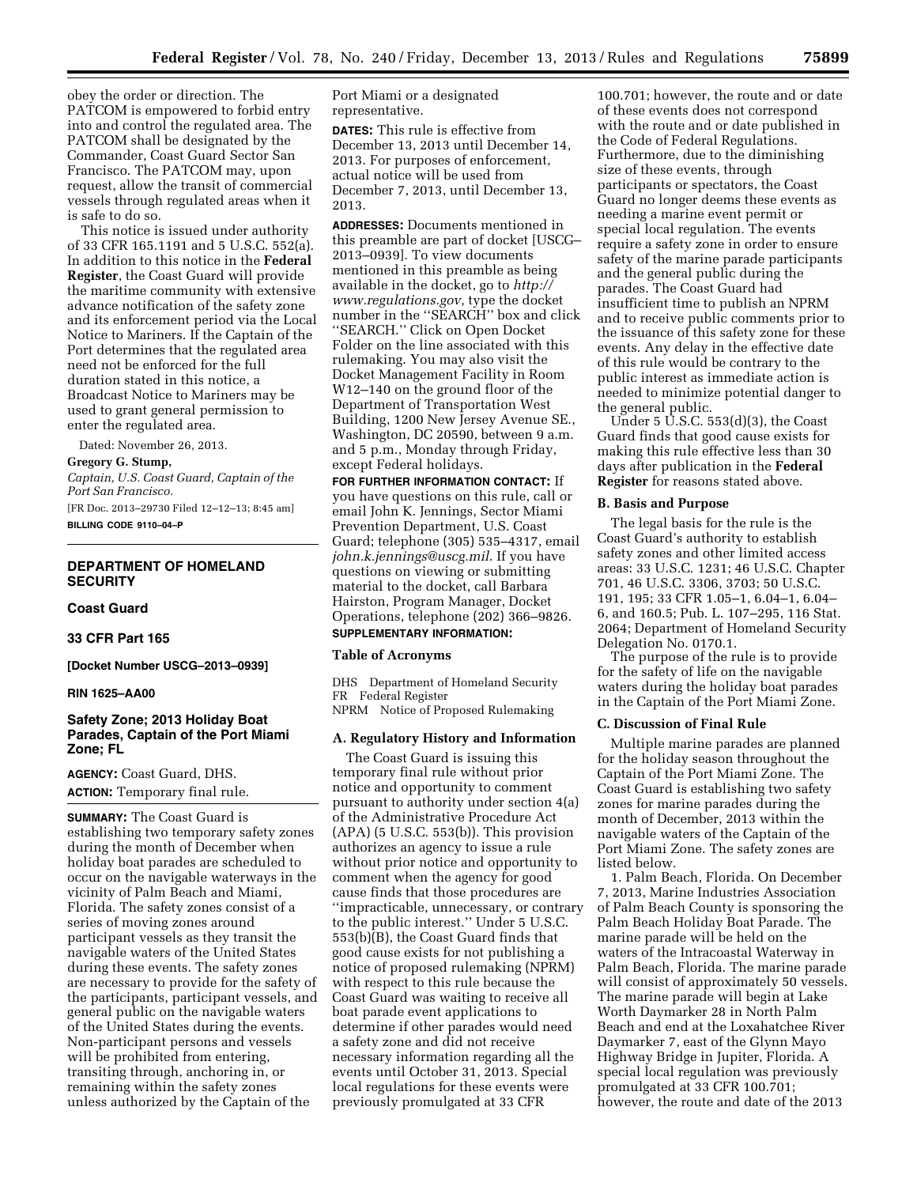obey the order or direction. The PATCOM is empowered to forbid entry into and control the regulated area. The PATCOM shall be designated by the Commander, Coast Guard Sector San Francisco. The PATCOM may, upon request, allow the transit of commercial vessels through regulated areas when it is safe to do so.

This notice is issued under authority of 33 CFR 165.1191 and 5 U.S.C. 552(a). In addition to this notice in the **Federal Register**, the Coast Guard will provide the maritime community with extensive advance notification of the safety zone and its enforcement period via the Local Notice to Mariners. If the Captain of the Port determines that the regulated area need not be enforced for the full duration stated in this notice, a Broadcast Notice to Mariners may be used to grant general permission to enter the regulated area.

Dated: November 26, 2013.

**Gregory G. Stump,**

*Captain, U.S. Coast Guard, Captain of the Port San Francisco.*

[FR Doc. 2013–29730 Filed 12–12–13; 8:45 am]

**BILLING CODE 9110–04–P**

---

## DEPARTMENT OF HOMELAND SECURITY

### Coast Guard

### 33 CFR Part 165

**[Docket Number USCG–2013–0939]**

**RIN 1625–AA00**

### Safety Zone; 2013 Holiday Boat Parades, Captain of the Port Miami Zone; FL

**AGENCY:** Coast Guard, DHS.

**ACTION:** Temporary final rule.

**SUMMARY:** The Coast Guard is establishing two temporary safety zones during the month of December when holiday boat parades are scheduled to occur on the navigable waterways in the vicinity of Palm Beach and Miami, Florida. The safety zones consist of a series of moving zones around participant vessels as they transit the navigable waters of the United States during these events. The safety zones are necessary to provide for the safety of the participants, participant vessels, and general public on the navigable waters of the United States during the events. Non-participant persons and vessels will be prohibited from entering, transiting through, anchoring in, or remaining within the safety zones unless authorized by the Captain of the Port Miami or a designated representative.

**DATES:** This rule is effective from December 13, 2013 until December 14, 2013. For purposes of enforcement, actual notice will be used from December 7, 2013, until December 13, 2013.

**ADDRESSES:** Documents mentioned in this preamble are part of docket [USCG–2013–0939]. To view documents mentioned in this preamble as being available in the docket, go to *http://www.regulations.gov,* type the docket number in the ''SEARCH'' box and click ''SEARCH.'' Click on Open Docket Folder on the line associated with this rulemaking. You may also visit the Docket Management Facility in Room W12–140 on the ground floor of the Department of Transportation West Building, 1200 New Jersey Avenue SE., Washington, DC 20590, between 9 a.m. and 5 p.m., Monday through Friday, except Federal holidays.

**FOR FURTHER INFORMATION CONTACT:** If you have questions on this rule, call or email John K. Jennings, Sector Miami Prevention Department, U.S. Coast Guard; telephone (305) 535–4317, email *john.k.jennings@uscg.mil*. If you have questions on viewing or submitting material to the docket, call Barbara Hairston, Program Manager, Docket Operations, telephone (202) 366–9826.

**SUPPLEMENTARY INFORMATION:**

#### Table of Acronyms

DHS Department of Homeland Security
FR Federal Register
NPRM Notice of Proposed Rulemaking

#### A. Regulatory History and Information

The Coast Guard is issuing this temporary final rule without prior notice and opportunity to comment pursuant to authority under section 4(a) of the Administrative Procedure Act (APA) (5 U.S.C. 553(b)). This provision authorizes an agency to issue a rule without prior notice and opportunity to comment when the agency for good cause finds that those procedures are ''impracticable, unnecessary, or contrary to the public interest.'' Under 5 U.S.C. 553(b)(B), the Coast Guard finds that good cause exists for not publishing a notice of proposed rulemaking (NPRM) with respect to this rule because the Coast Guard was waiting to receive all boat parade event applications to determine if other parades would need a safety zone and did not receive necessary information regarding all the events until October 31, 2013. Special local regulations for these events were previously promulgated at 33 CFR 100.701; however, the route and or date of these events does not correspond with the route and or date published in the Code of Federal Regulations. Furthermore, due to the diminishing size of these events, through participants or spectators, the Coast Guard no longer deems these events as needing a marine event permit or special local regulation. The events require a safety zone in order to ensure safety of the marine parade participants and the general public during the parades. The Coast Guard had insufficient time to publish an NPRM and to receive public comments prior to the issuance of this safety zone for these events. Any delay in the effective date of this rule would be contrary to the public interest as immediate action is needed to minimize potential danger to the general public.

Under 5 U.S.C. 553(d)(3), the Coast Guard finds that good cause exists for making this rule effective less than 30 days after publication in the **Federal Register** for reasons stated above.

#### B. Basis and Purpose

The legal basis for the rule is the Coast Guard's authority to establish safety zones and other limited access areas: 33 U.S.C. 1231; 46 U.S.C. Chapter 701, 46 U.S.C. 3306, 3703; 50 U.S.C. 191, 195; 33 CFR 1.05–1, 6.04–1, 6.04–6, and 160.5; Pub. L. 107–295, 116 Stat. 2064; Department of Homeland Security Delegation No. 0170.1.

The purpose of the rule is to provide for the safety of life on the navigable waters during the holiday boat parades in the Captain of the Port Miami Zone.

#### C. Discussion of Final Rule

Multiple marine parades are planned for the holiday season throughout the Captain of the Port Miami Zone. The Coast Guard is establishing two safety zones for marine parades during the month of December, 2013 within the navigable waters of the Captain of the Port Miami Zone. The safety zones are listed below.

1. Palm Beach, Florida. On December 7, 2013, Marine Industries Association of Palm Beach County is sponsoring the Palm Beach Holiday Boat Parade. The marine parade will be held on the waters of the Intracoastal Waterway in Palm Beach, Florida. The marine parade will consist of approximately 50 vessels. The marine parade will begin at Lake Worth Daymarker 28 in North Palm Beach and end at the Loxahatchee River Daymarker 7, east of the Glynn Mayo Highway Bridge in Jupiter, Florida. A special local regulation was previously promulgated at 33 CFR 100.701; however, the route and date of the 2013